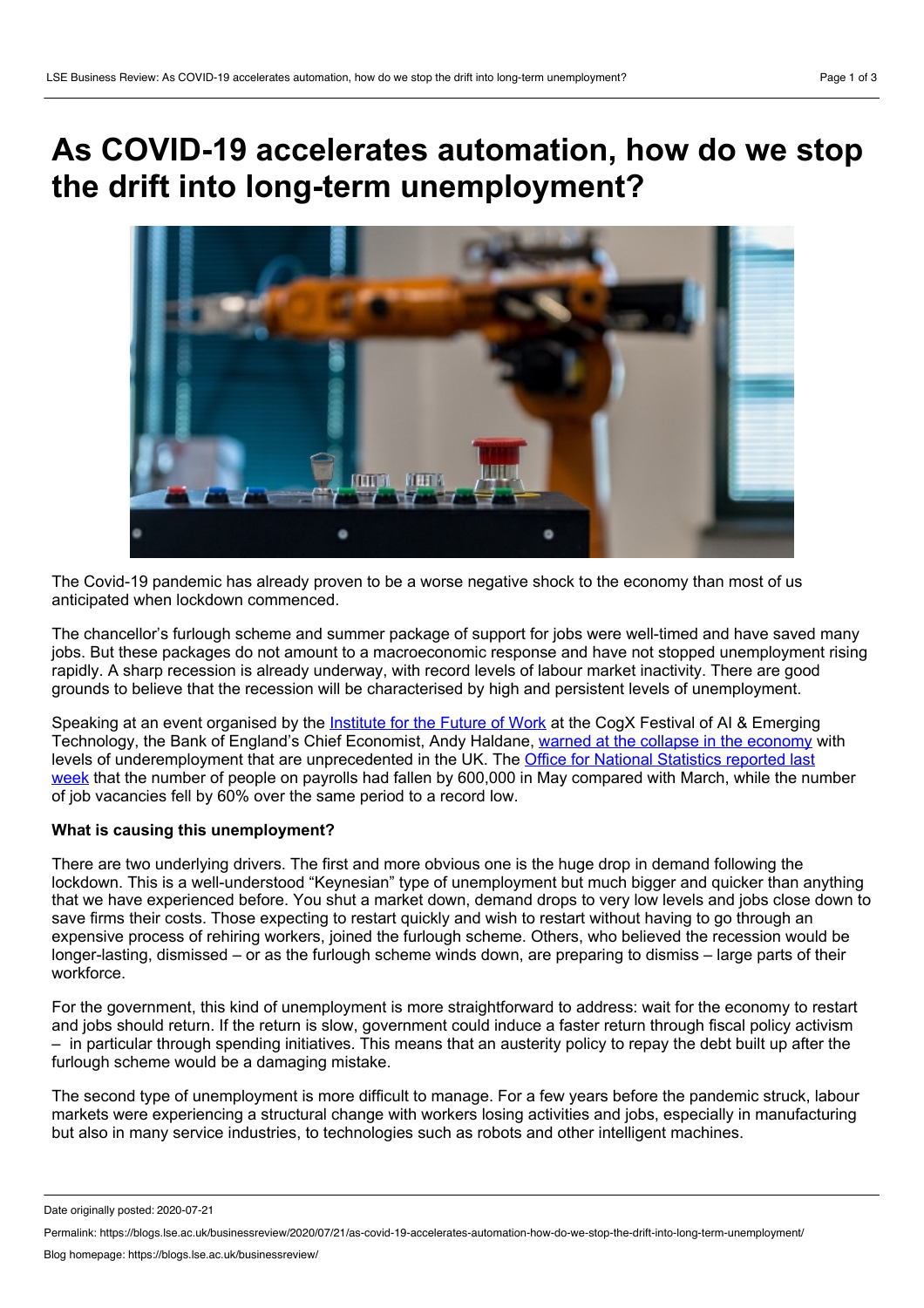# As COVID-19 accelerates automation, how do we stop the drift into long-term unemployment?

The Covid-19 pandemic has already proven to be a worse negative shock to the economy than most of us anticipated when lockdown commenced.

The chancellor's furlough scheme and summer package of support for jobs were well-timed and have saved many jobs. But these packages do not amount to a macroeconomic response and have not stopped unemployment rising rapidly. A sharp recession is already underway, with record levels of labour market inactivity. There are good grounds to believe that the recession will be characterised by high and persistent levels of unemployment.

Speaking at an event organised by the Institute for the Future of Work at the CogX Festival of AI & Emerging Technology, the Bank of England's Chief Economist, Andy Haldane, warned at the collapse in the economy with levels of underemployment that are unprecedented in the UK. The Office for National Statistics reported last week that the number of people on payrolls had fallen by 600,000 in May compared with March, while the number of job vacancies fell by 60% over the same period to a record low.

**What is causing this unemployment?**

There are two underlying drivers. The first and more obvious one is the huge drop in demand following the lockdown. This is a well-understood "Keynesian" type of unemployment but much bigger and quicker than anything that we have experienced before. You shut a market down, demand drops to very low levels and jobs close down to save firms their costs. Those expecting to restart quickly and wish to restart without having to go through an expensive process of rehiring workers, joined the furlough scheme. Others, who believed the recession would be longer-lasting, dismissed – or as the furlough scheme winds down, are preparing to dismiss – large parts of their workforce.

For the government, this kind of unemployment is more straightforward to address: wait for the economy to restart and jobs should return. If the return is slow, government could induce a faster return through fiscal policy activism – in particular through spending initiatives. This means that an austerity policy to repay the debt built up after the furlough scheme would be a damaging mistake.

The second type of unemployment is more difficult to manage. For a few years before the pandemic struck, labour markets were experiencing a structural change with workers losing activities and jobs, especially in manufacturing but also in many service industries, to technologies such as robots and other intelligent machines.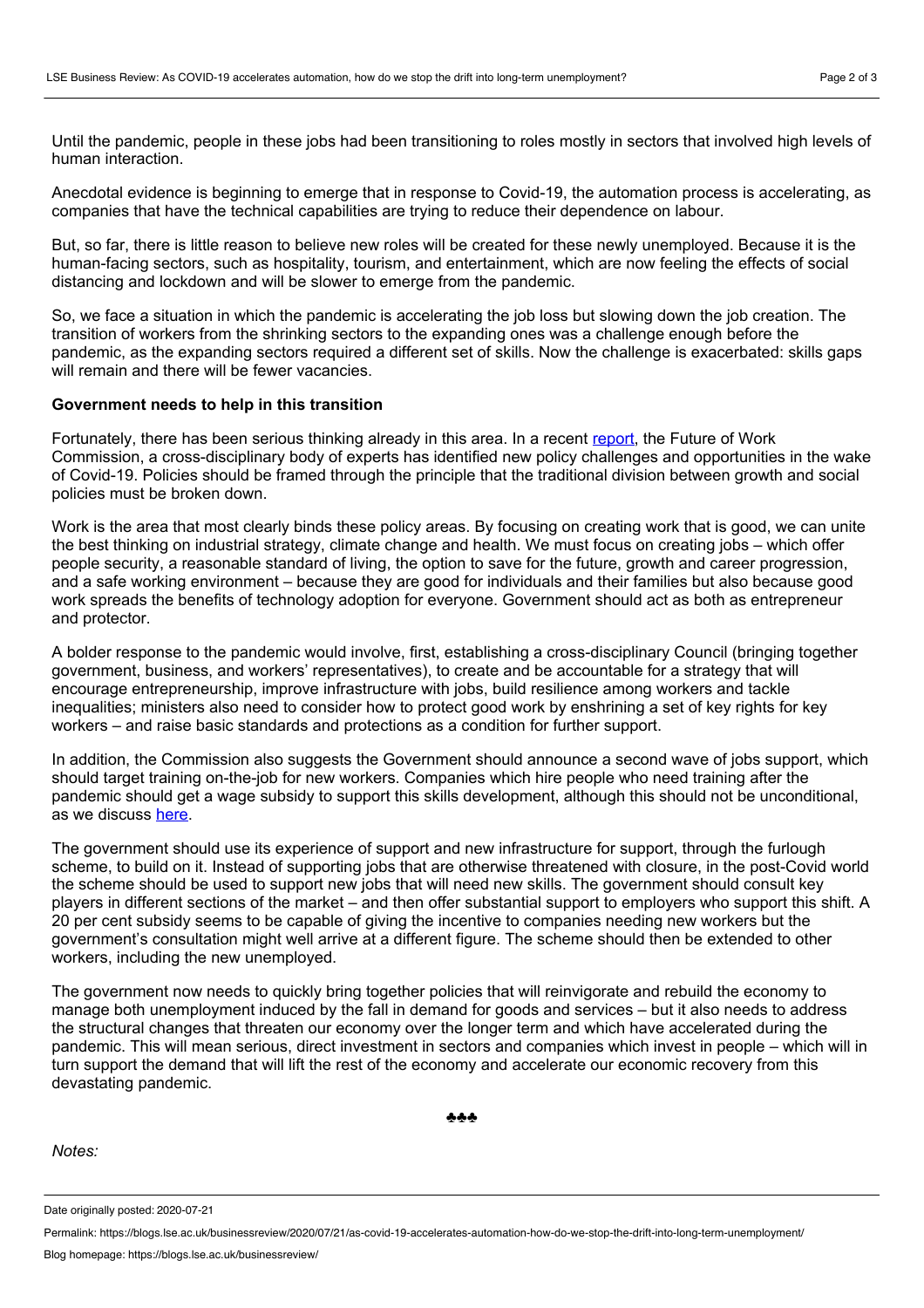Until the pandemic, people in these jobs had been transitioning to roles mostly in sectors that involved high levels of human interaction.

Anecdotal evidence is beginning to emerge that in response to Covid-19, the automation process is accelerating, as companies that have the technical capabilities are trying to reduce their dependence on labour.

But, so far, there is little reason to believe new roles will be created for these newly unemployed. Because it is the human-facing sectors, such as hospitality, tourism, and entertainment, which are now feeling the effects of social distancing and lockdown and will be slower to emerge from the pandemic.

So, we face a situation in which the pandemic is accelerating the job loss but slowing down the job creation. The transition of workers from the shrinking sectors to the expanding ones was a challenge enough before the pandemic, as the expanding sectors required a different set of skills. Now the challenge is exacerbated: skills gaps will remain and there will be fewer vacancies.

**Government needs to help in this transition**

Fortunately, there has been serious thinking already in this area. In a recent report, the Future of Work Commission, a cross-disciplinary body of experts has identified new policy challenges and opportunities in the wake of Covid-19. Policies should be framed through the principle that the traditional division between growth and social policies must be broken down.

Work is the area that most clearly binds these policy areas. By focusing on creating work that is good, we can unite the best thinking on industrial strategy, climate change and health. We must focus on creating jobs – which offer people security, a reasonable standard of living, the option to save for the future, growth and career progression, and a safe working environment – because they are good for individuals and their families but also because good work spreads the benefits of technology adoption for everyone. Government should act as both as entrepreneur and protector.

A bolder response to the pandemic would involve, first, establishing a cross-disciplinary Council (bringing together government, business, and workers' representatives), to create and be accountable for a strategy that will encourage entrepreneurship, improve infrastructure with jobs, build resilience among workers and tackle inequalities; ministers also need to consider how to protect good work by enshrining a set of key rights for key workers – and raise basic standards and protections as a condition for further support.

In addition, the Commission also suggests the Government should announce a second wave of jobs support, which should target training on-the-job for new workers. Companies which hire people who need training after the pandemic should get a wage subsidy to support this skills development, although this should not be unconditional, as we discuss here.

The government should use its experience of support and new infrastructure for support, through the furlough scheme, to build on it. Instead of supporting jobs that are otherwise threatened with closure, in the post-Covid world the scheme should be used to support new jobs that will need new skills. The government should consult key players in different sections of the market – and then offer substantial support to employers who support this shift. A 20 per cent subsidy seems to be capable of giving the incentive to companies needing new workers but the government's consultation might well arrive at a different figure. The scheme should then be extended to other workers, including the new unemployed.

The government now needs to quickly bring together policies that will reinvigorate and rebuild the economy to manage both unemployment induced by the fall in demand for goods and services – but it also needs to address the structural changes that threaten our economy over the longer term and which have accelerated during the pandemic. This will mean serious, direct investment in sectors and companies which invest in people – which will in turn support the demand that will lift the rest of the economy and accelerate our economic recovery from this devastating pandemic.

♣♣♣

*Notes:*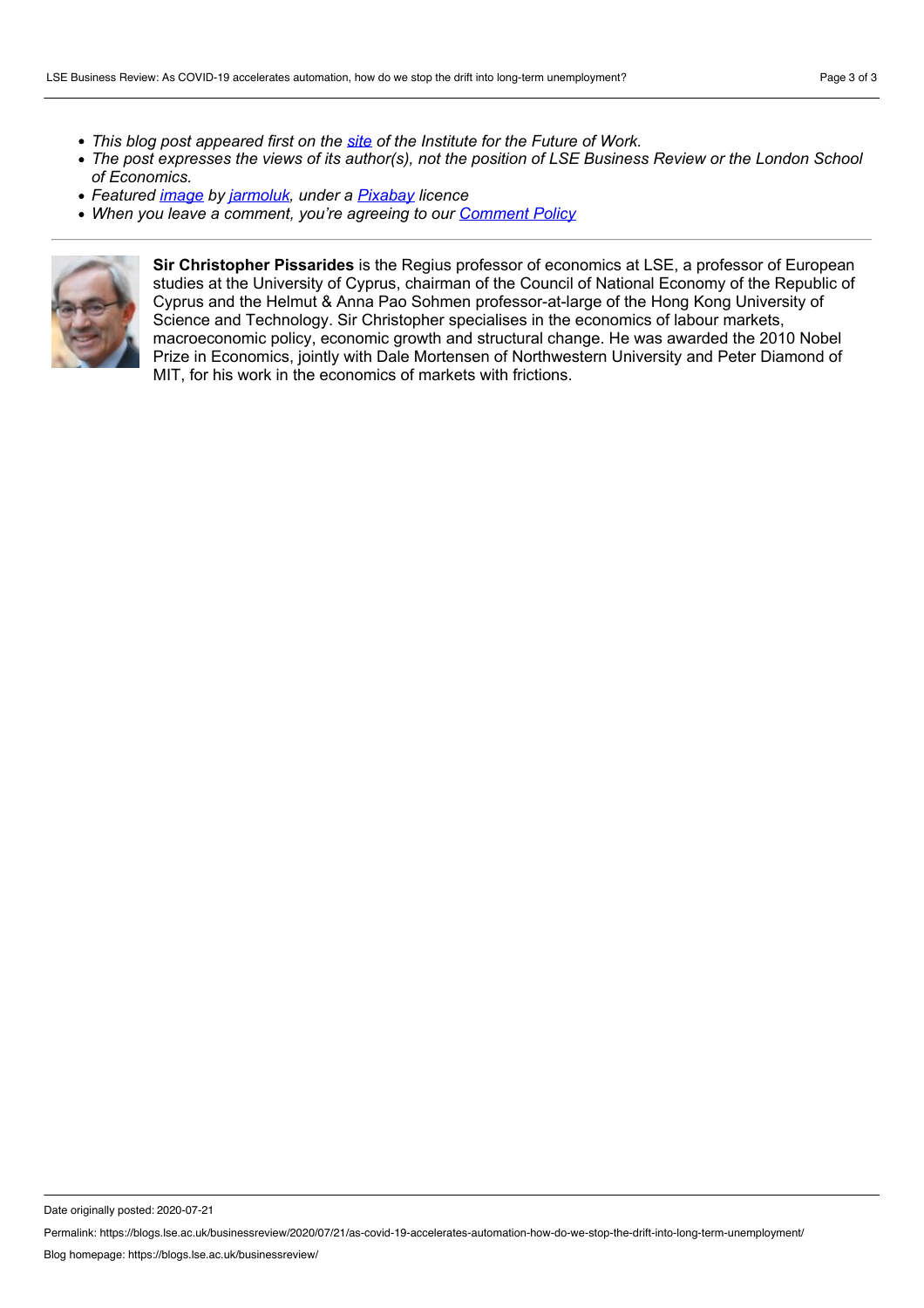- *This blog post appeared first on the site of the Institute for the Future of Work.*
- *The post expresses the views of its author(s), not the position of LSE Business Review or the London School of Economics.*
- *Featured image by jarmoluk, under a Pixabay licence*
- *When you leave a comment, you're agreeing to our Comment Policy*

---

**Sir Christopher Pissarides** is the Regius professor of economics at LSE, a professor of European studies at the University of Cyprus, chairman of the Council of National Economy of the Republic of Cyprus and the Helmut & Anna Pao Sohmen professor-at-large of the Hong Kong University of Science and Technology. Sir Christopher specialises in the economics of labour markets, macroeconomic policy, economic growth and structural change. He was awarded the 2010 Nobel Prize in Economics, jointly with Dale Mortensen of Northwestern University and Peter Diamond of MIT, for his work in the economics of markets with frictions.

Date originally posted: 2020-07-21

Permalink: https://blogs.lse.ac.uk/businessreview/2020/07/21/as-covid-19-accelerates-automation-how-do-we-stop-the-drift-into-long-term-unemployment/

Blog homepage: https://blogs.lse.ac.uk/businessreview/